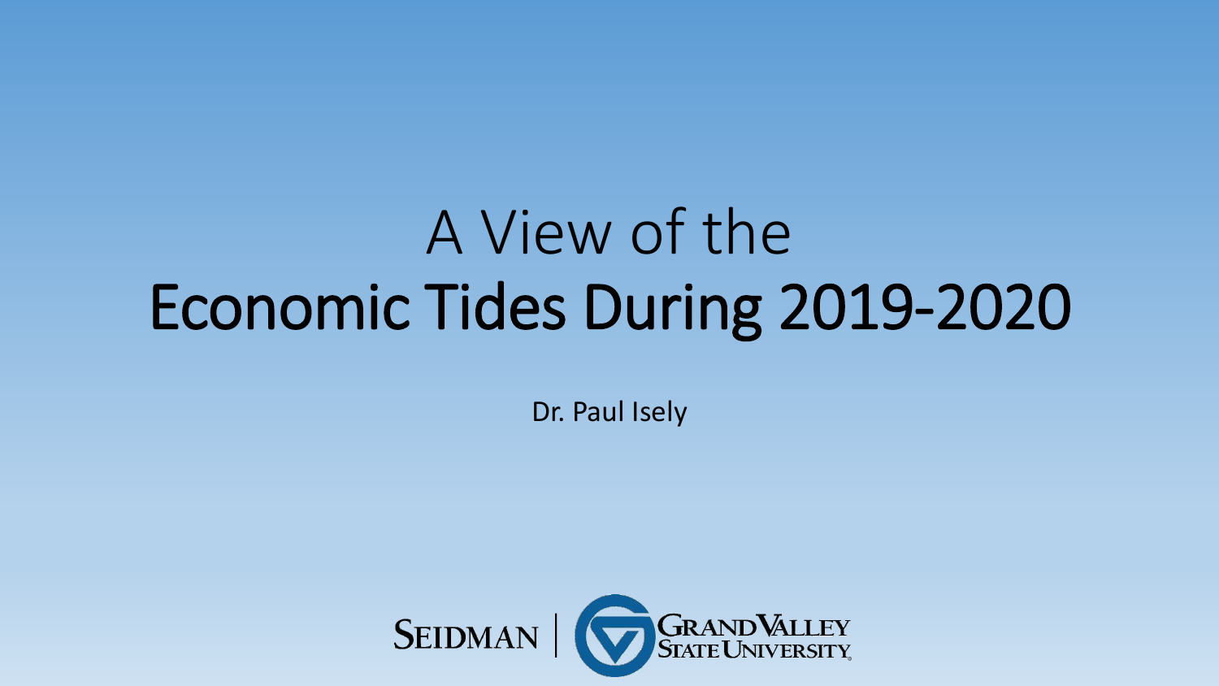# A View of the Economic Tides During 2019-2020

Dr. Paul Isely

SEIDMAN | GRAND VALLEY STATE UNIVERSITY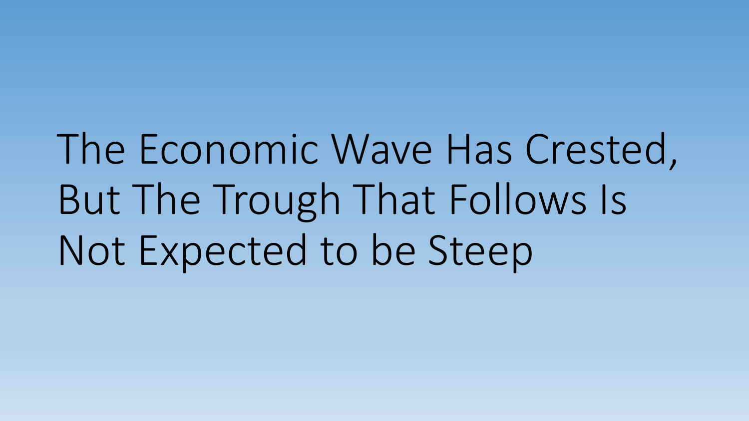# The Economic Wave Has Crested, But The Trough That Follows Is Not Expected to be Steep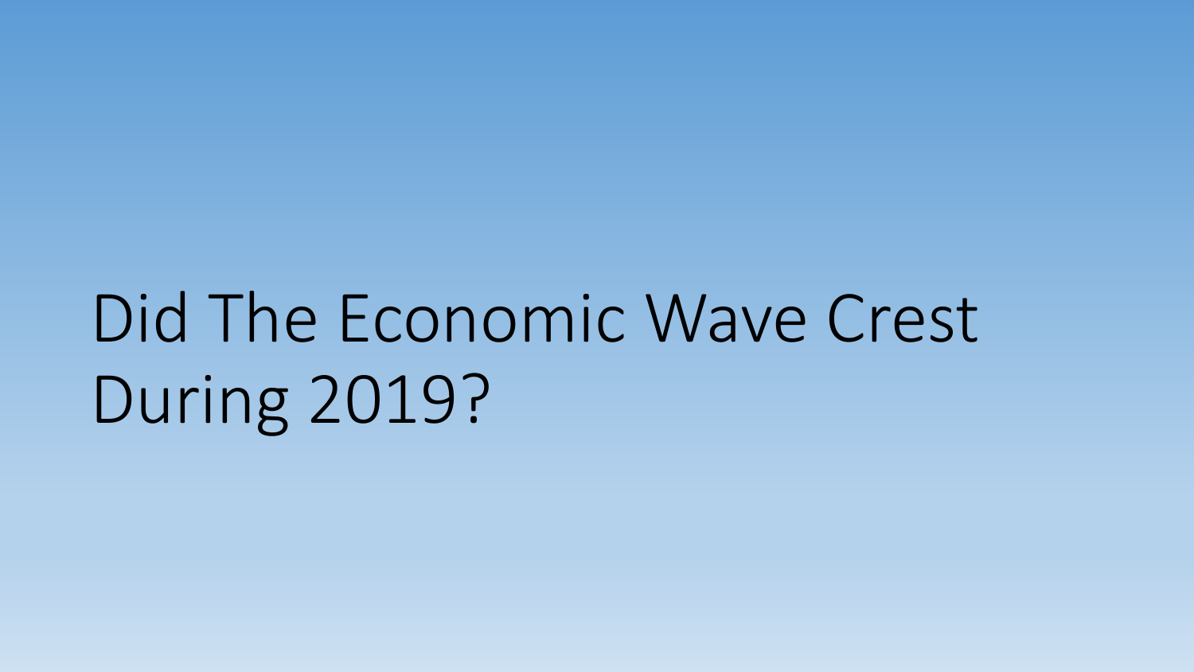# Did The Economic Wave Crest During 2019?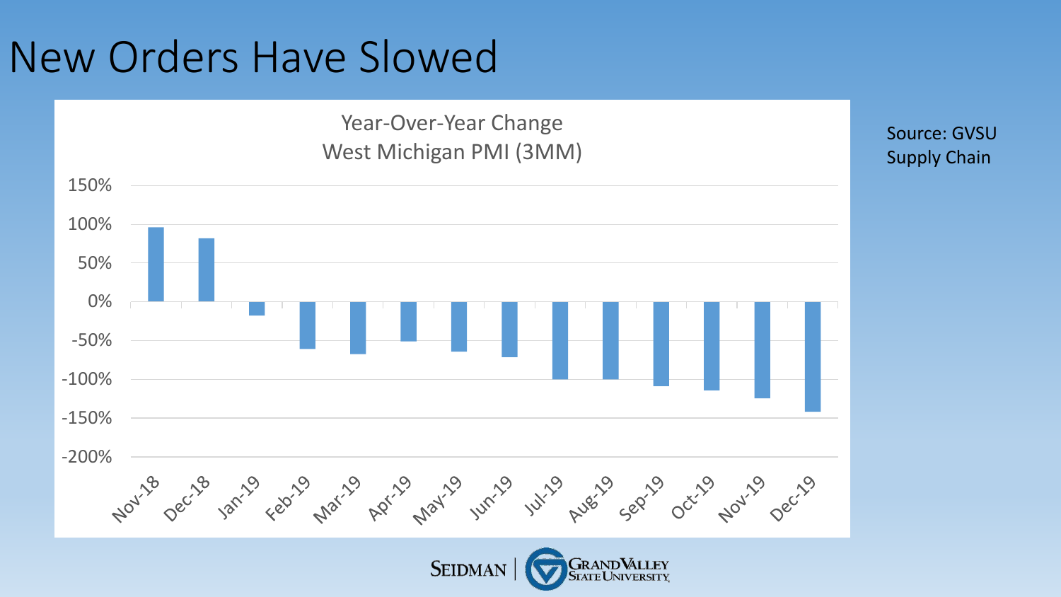# New Orders Have Slowed

Year-Over-Year Change
West Michigan PMI (3MM)

150%
100%
50%
0%
-50%
-100%
-150%
-200%

Nov-18 Dec-18 Jan-19 Feb-19 Mar-19 Apr-19 May-19 Jun-19 Jul-19 Aug-19 Sep-19 Oct-19 Nov-19 Dec-19

Source: GVSU Supply Chain

SEIDMAN | GRAND VALLEY STATE UNIVERSITY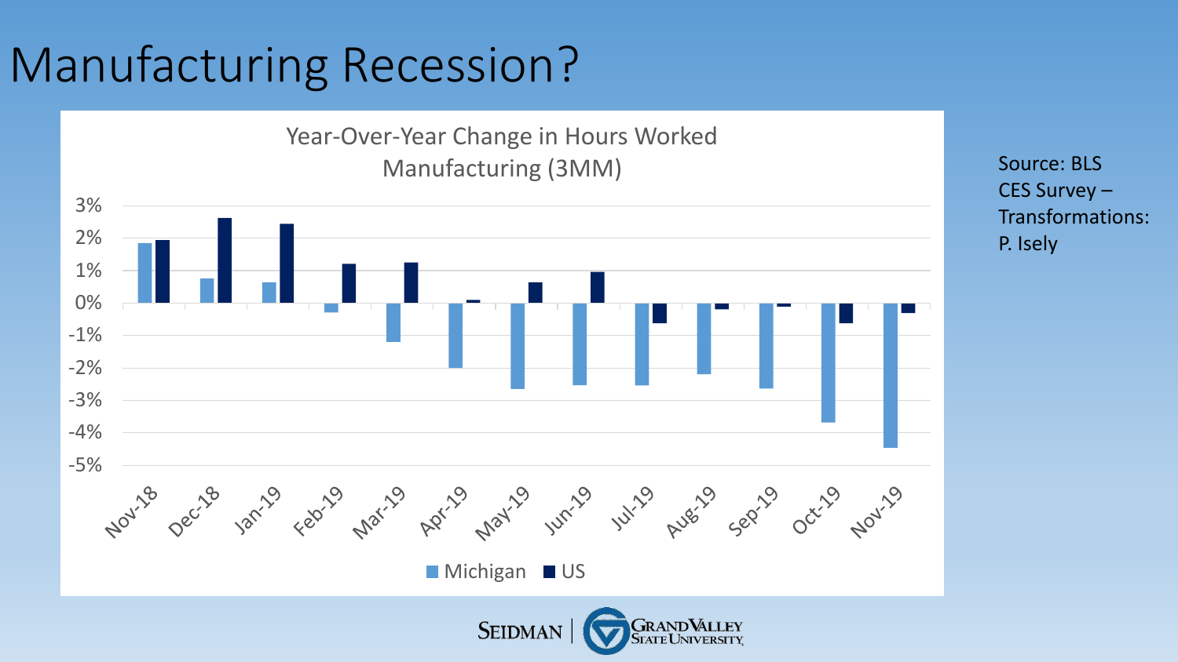# Manufacturing Recession?

Year-Over-Year Change in Hours Worked
Manufacturing (3MM)

| Month | Michigan | US |
|---|---|---|
| Nov-18 | 1.8% | 1.9% |
| Dec-18 | 0.7% | 2.6% |
| Jan-19 | 0.6% | 2.4% |
| Feb-19 | -0.3% | 1.2% |
| Mar-19 | -1.2% | 1.2% |
| Apr-19 | -2.0% | 0.1% |
| May-19 | -2.7% | 0.6% |
| Jun-19 | -2.5% | 0.9% |
| Jul-19 | -2.5% | -0.6% |
| Aug-19 | -2.2% | -0.2% |
| Sep-19 | -2.6% | -0.1% |
| Oct-19 | -3.7% | -0.6% |
| Nov-19 | -4.5% | -0.3% |

Source: BLS CES Survey – Transformations: P. Isely

SEIDMAN | GRAND VALLEY STATE UNIVERSITY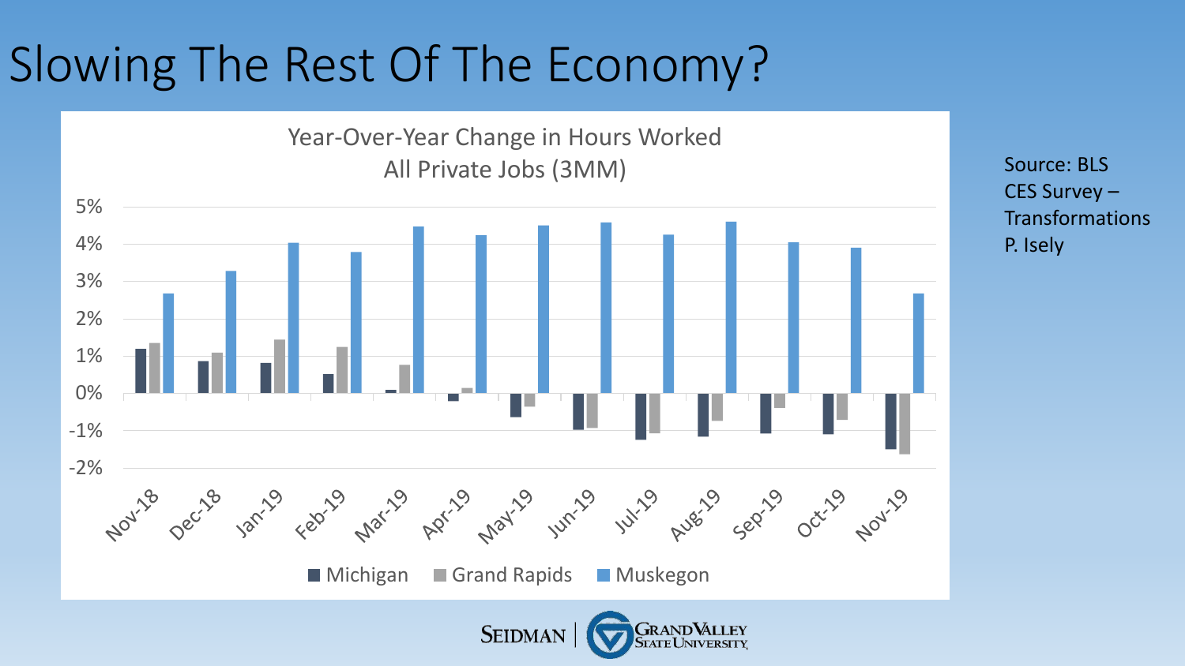# Slowing The Rest Of The Economy?

Year-Over-Year Change in Hours Worked
All Private Jobs (3MM)

Michigan | Grand Rapids | Muskegon

Source: BLS CES Survey – Transformations P. Isely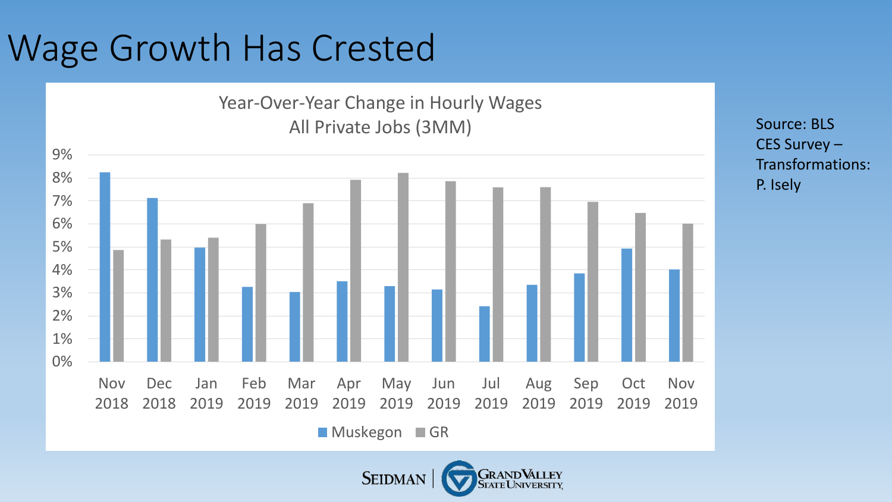# Wage Growth Has Crested

Year-Over-Year Change in Hourly Wages
All Private Jobs (3MM)

| | Muskegon | GR |
|---|---|---|
| Nov 2018 | | |
| Dec 2018 | | |
| Jan 2019 | | |
| Feb 2019 | | |
| Mar 2019 | | |
| Apr 2019 | | |
| May 2019 | | |
| Jun 2019 | | |
| Jul 2019 | | |
| Aug 2019 | | |
| Sep 2019 | | |
| Oct 2019 | | |
| Nov 2019 | | |

Source: BLS CES Survey – Transformations: P. Isely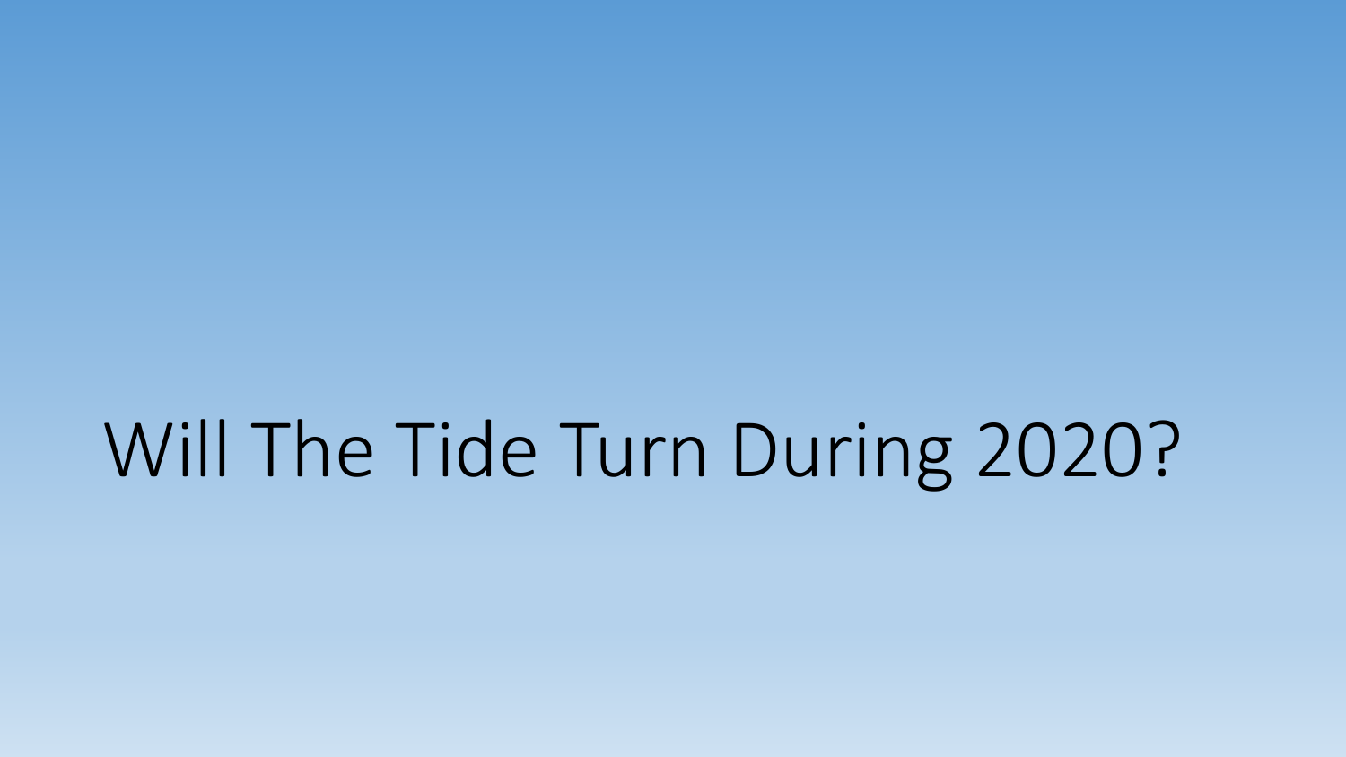# Will The Tide Turn During 2020?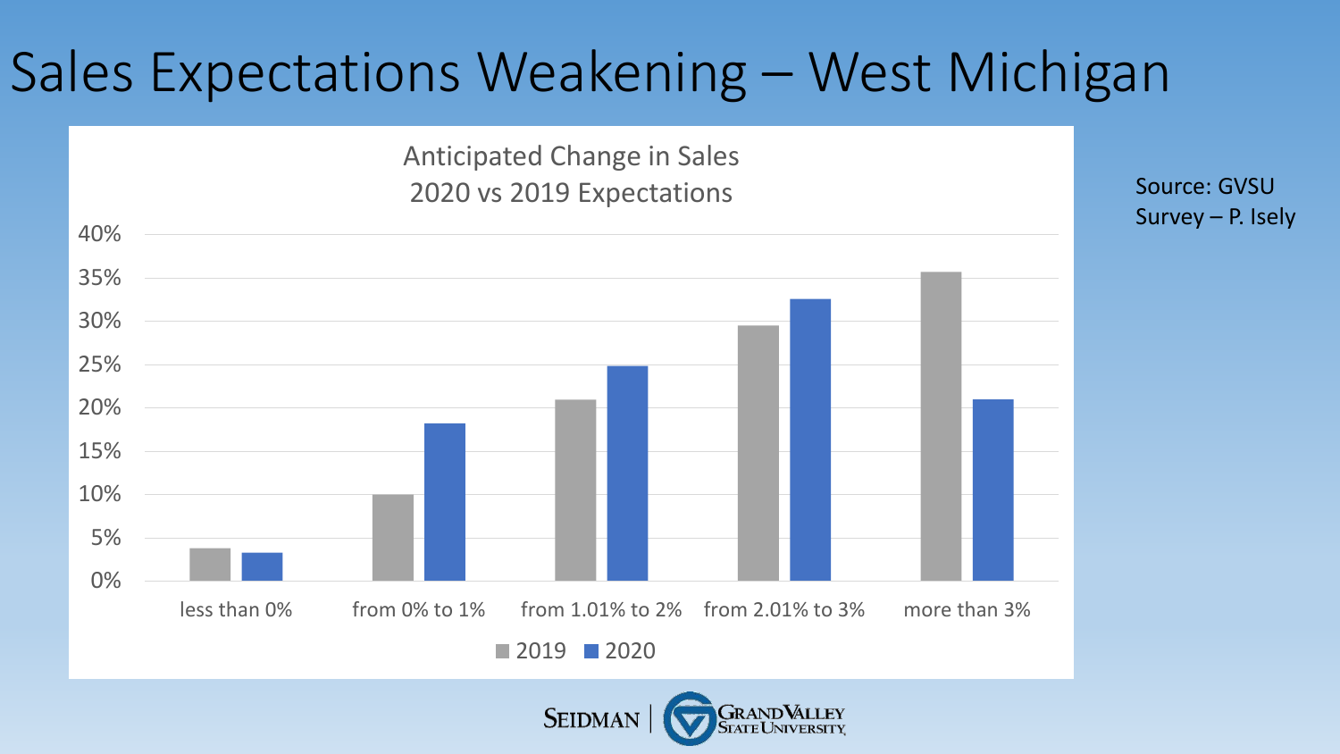# Sales Expectations Weakening – West Michigan

**Anticipated Change in Sales**
**2020 vs 2019 Expectations**

| Anticipated Change | 2019 | 2020 |
|---|---|---|
| less than 0% | 4% | 3% |
| from 0% to 1% | 10% | 18% |
| from 1.01% to 2% | 21% | 25% |
| from 2.01% to 3% | 30% | 33% |
| more than 3% | 36% | 21% |

Source: GVSU Survey – P. Isely

SEIDMAN | GRAND VALLEY STATE UNIVERSITY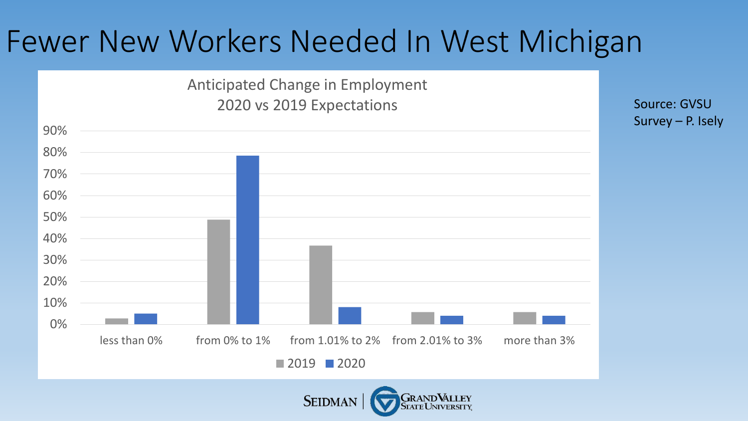# Fewer New Workers Needed In West Michigan

Anticipated Change in Employment
2020 vs 2019 Expectations

| | 2019 | 2020 |
|---|---|---|
| less than 0% | 3% | 5% |
| from 0% to 1% | 49% | 78% |
| from 1.01% to 2% | 37% | 8% |
| from 2.01% to 3% | 6% | 4% |
| more than 3% | 6% | 4% |

Source: GVSU Survey – P. Isely

SEIDMAN | GRAND VALLEY STATE UNIVERSITY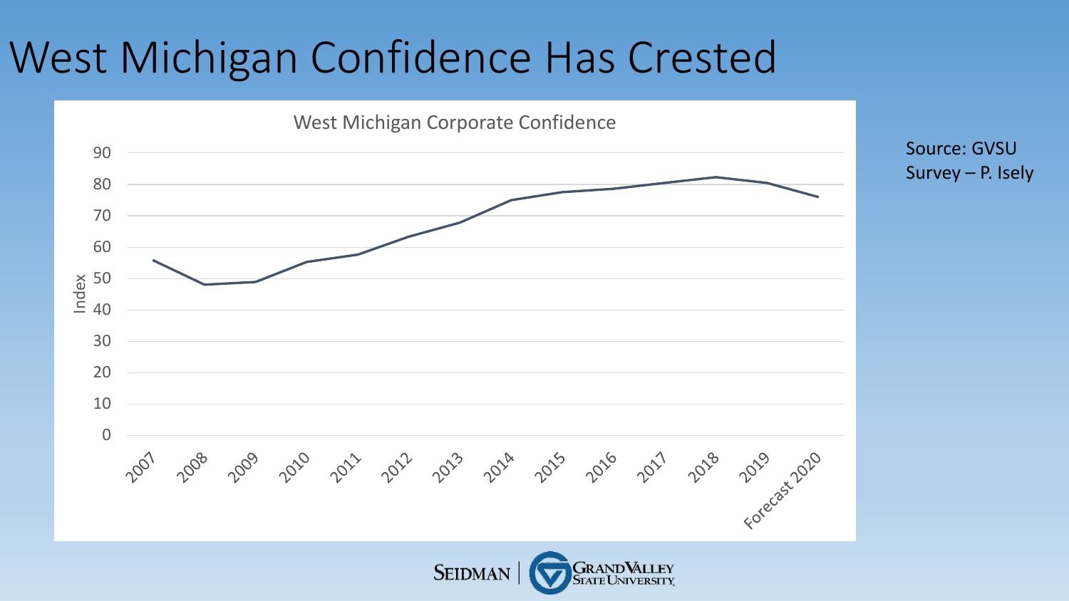# West Michigan Confidence Has Crested

**West Michigan Corporate Confidence**

| Year | Index (approx.) |
|---|---|
| 2007 | 56 |
| 2008 | 48 |
| 2009 | 49 |
| 2010 | 55 |
| 2011 | 58 |
| 2012 | 63 |
| 2013 | 68 |
| 2014 | 75 |
| 2015 | 77.5 |
| 2016 | 78.5 |
| 2017 | 80.5 |
| 2018 | 82.5 |
| 2019 | 80.5 |
| Forecast 2020 | 76 |

Source: GVSU Survey – P. Isely

SEIDMAN | GRAND VALLEY STATE UNIVERSITY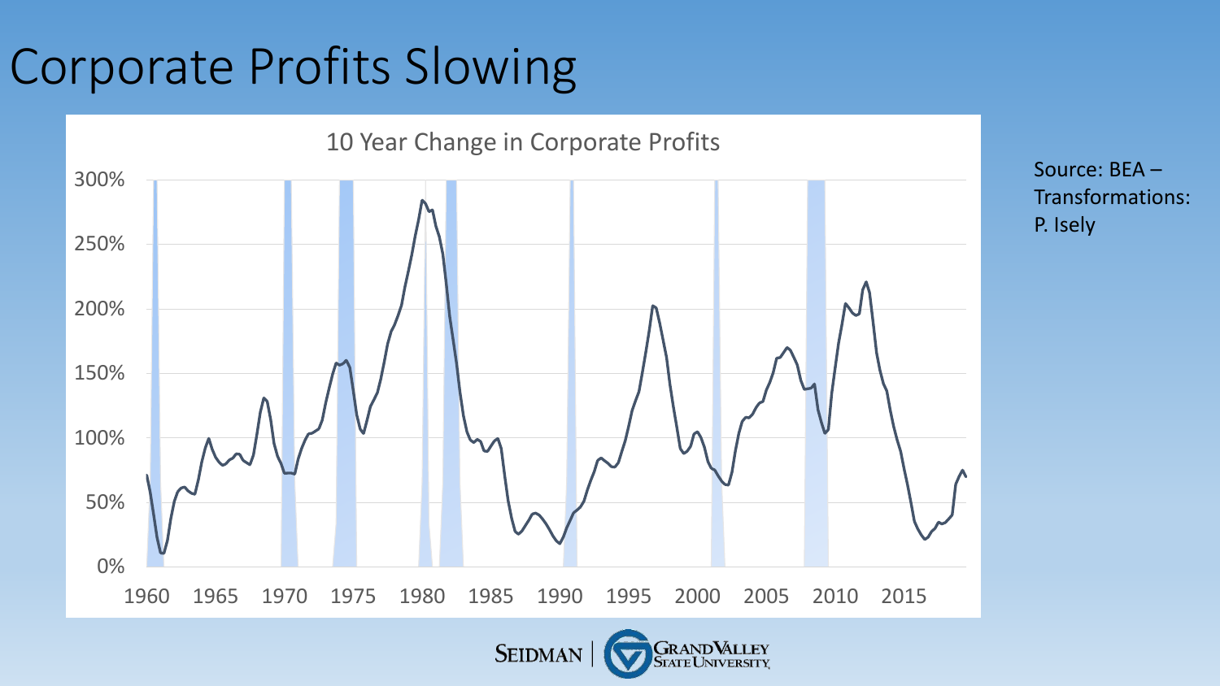# Corporate Profits Slowing

10 Year Change in Corporate Profits

300%
250%
200%
150%
100%
50%
0%

1960 1965 1970 1975 1980 1985 1990 1995 2000 2005 2010 2015

Source: BEA –
Transformations:
P. Isely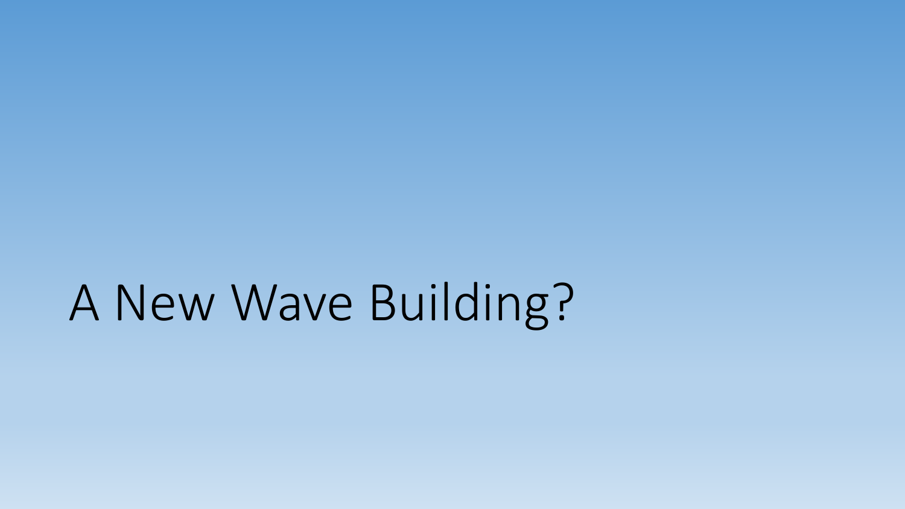# A New Wave Building?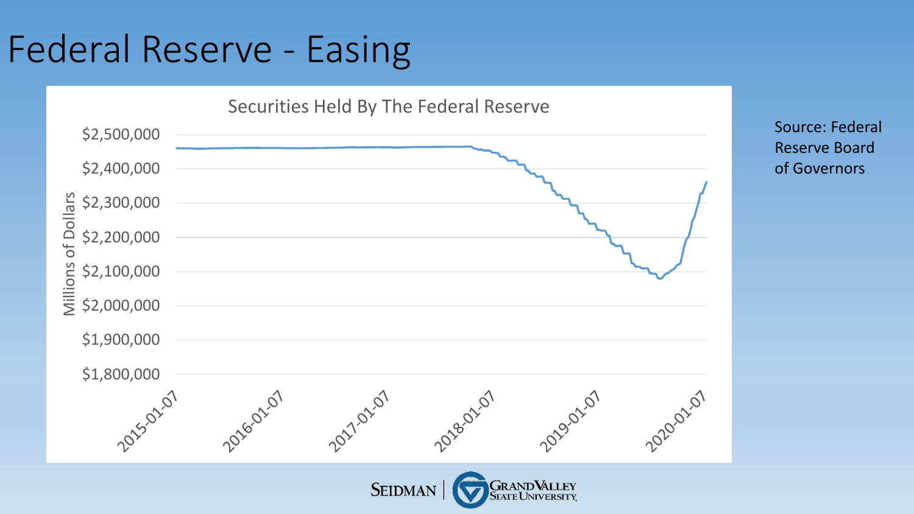# Federal Reserve - Easing

Securities Held By The Federal Reserve

Millions of Dollars

$2,500,000
$2,400,000
$2,300,000
$2,200,000
$2,100,000
$2,000,000
$1,900,000
$1,800,000

2015-01-07 2016-01-07 2017-01-07 2018-01-07 2019-01-07 2020-01-07

Source: Federal Reserve Board of Governors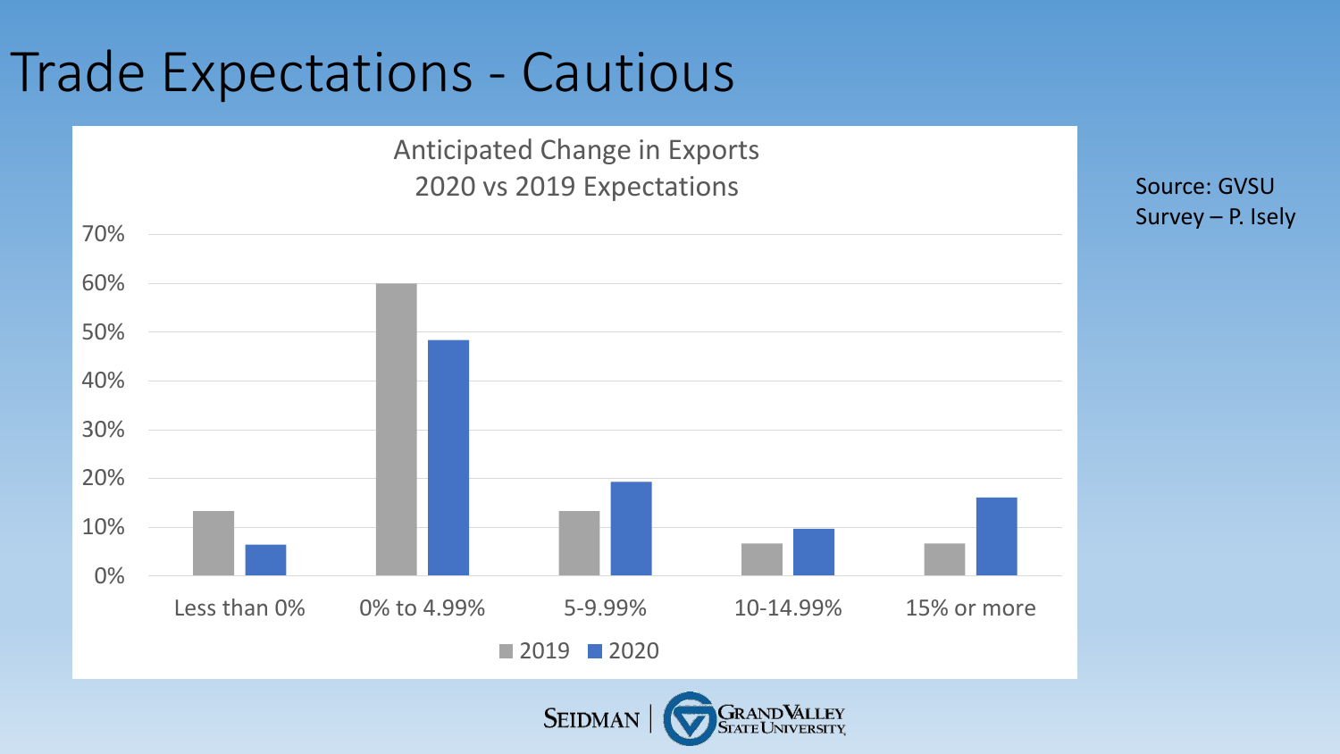# Trade Expectations - Cautious

Anticipated Change in Exports
2020 vs 2019 Expectations

| | 2019 | 2020 |
|---|---|---|
| Less than 0% | 13% | 6% |
| 0% to 4.99% | 60% | 48% |
| 5-9.99% | 13% | 19% |
| 10-14.99% | 7% | 10% |
| 15% or more | 7% | 16% |

Source: GVSU Survey – P. Isely

SEIDMAN | GRAND VALLEY STATE UNIVERSITY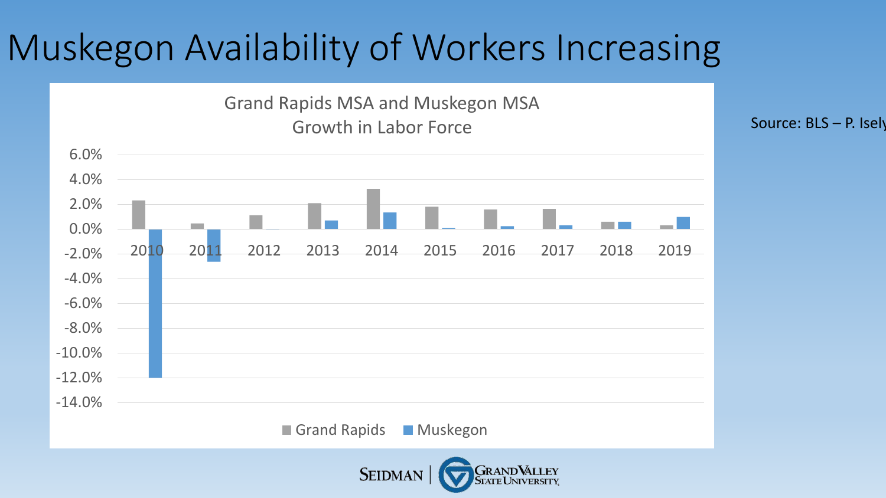# Muskegon Availability of Workers Increasing

Grand Rapids MSA and Muskegon MSA
Growth in Labor Force

6.0%
4.0%
2.0%
0.0%
-2.0%
-4.0%
-6.0%
-8.0%
-10.0%
-12.0%
-14.0%

2010 2011 2012 2013 2014 2015 2016 2017 2018 2019

Grand Rapids Muskegon

Source: BLS – P. Isely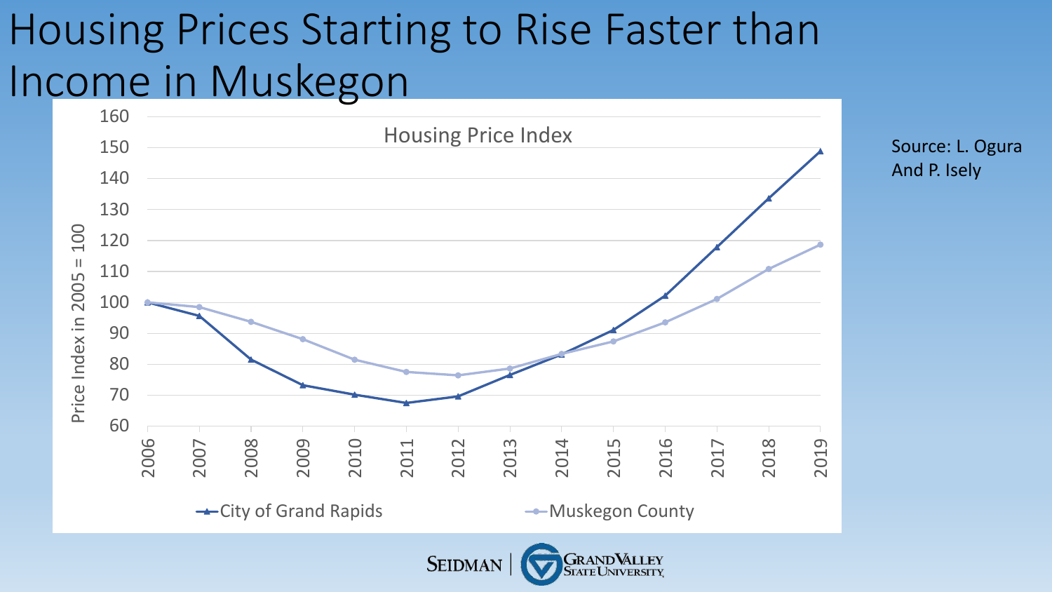# Housing Prices Starting to Rise Faster than Income in Muskegon

Housing Price Index

Price Index in 2005 = 100

| Year | City of Grand Rapids | Muskegon County |
|---|---|---|
| 2006 | 100 | 100 |
| 2007 | 96 | 98 |
| 2008 | 81 | 94 |
| 2009 | 73 | 88 |
| 2010 | 70 | 81 |
| 2011 | 67 | 77 |
| 2012 | 69 | 76 |
| 2013 | 76 | 78 |
| 2014 | 83 | 83 |
| 2015 | 91 | 87 |
| 2016 | 102 | 93 |
| 2017 | 118 | 101 |
| 2018 | 134 | 111 |
| 2019 | 149 | 119 |

Source: L. Ogura And P. Isely

SEIDMAN | GRAND VALLEY STATE UNIVERSITY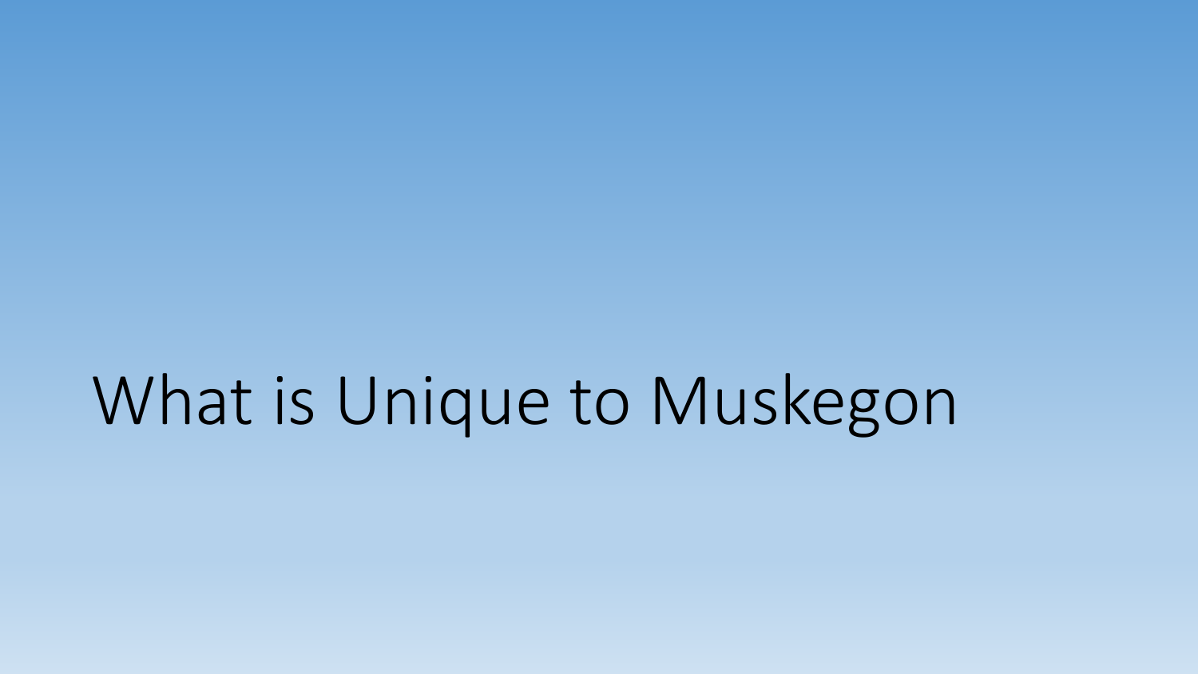# What is Unique to Muskegon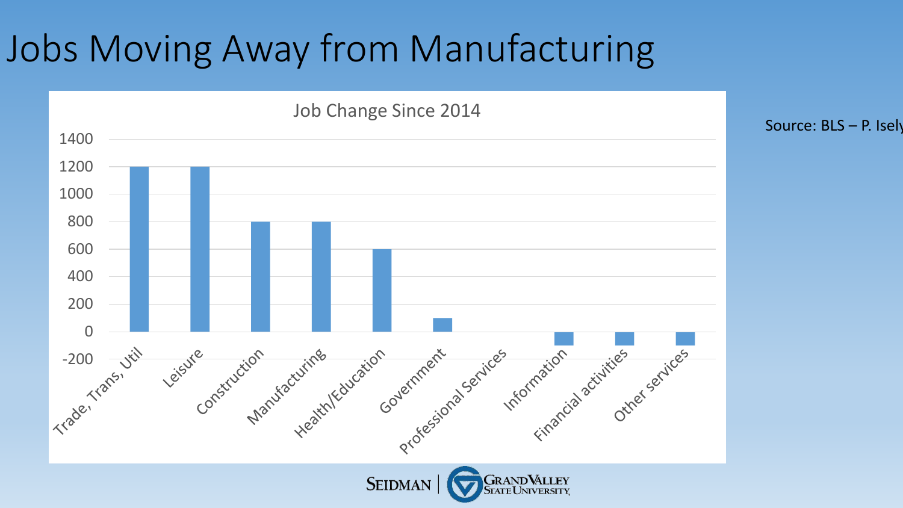# Jobs Moving Away from Manufacturing

Source: BLS – P. Isely

**Job Change Since 2014**

| Sector | Job Change |
|---|---|
| Trade, Trans, Util | 1200 |
| Leisure | 1200 |
| Construction | 800 |
| Manufacturing | 800 |
| Health/Education | 600 |
| Government | 100 |
| Professional Services | 0 |
| Information | -100 |
| Financial activities | -100 |
| Other services | -100 |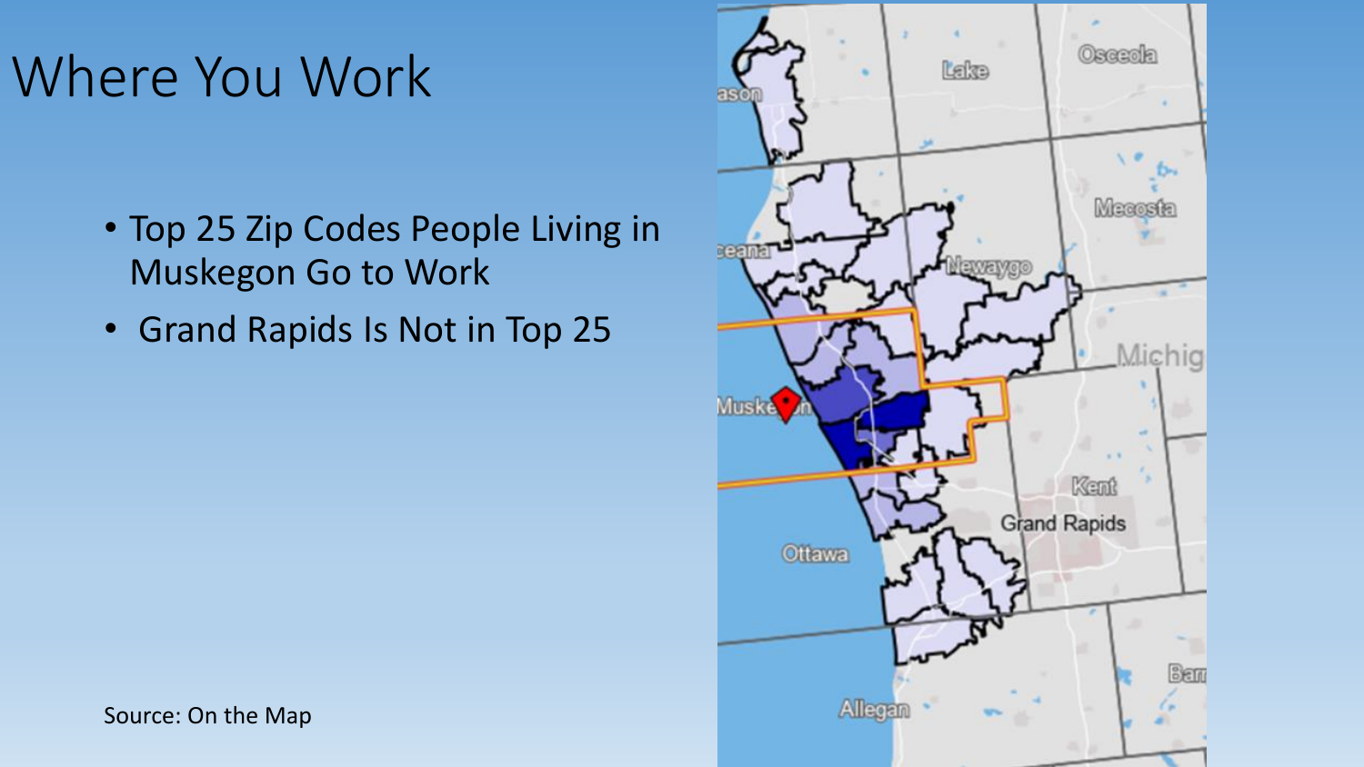# Where You Work

- Top 25 Zip Codes People Living in Muskegon Go to Work
- Grand Rapids Is Not in Top 25

Source: On the Map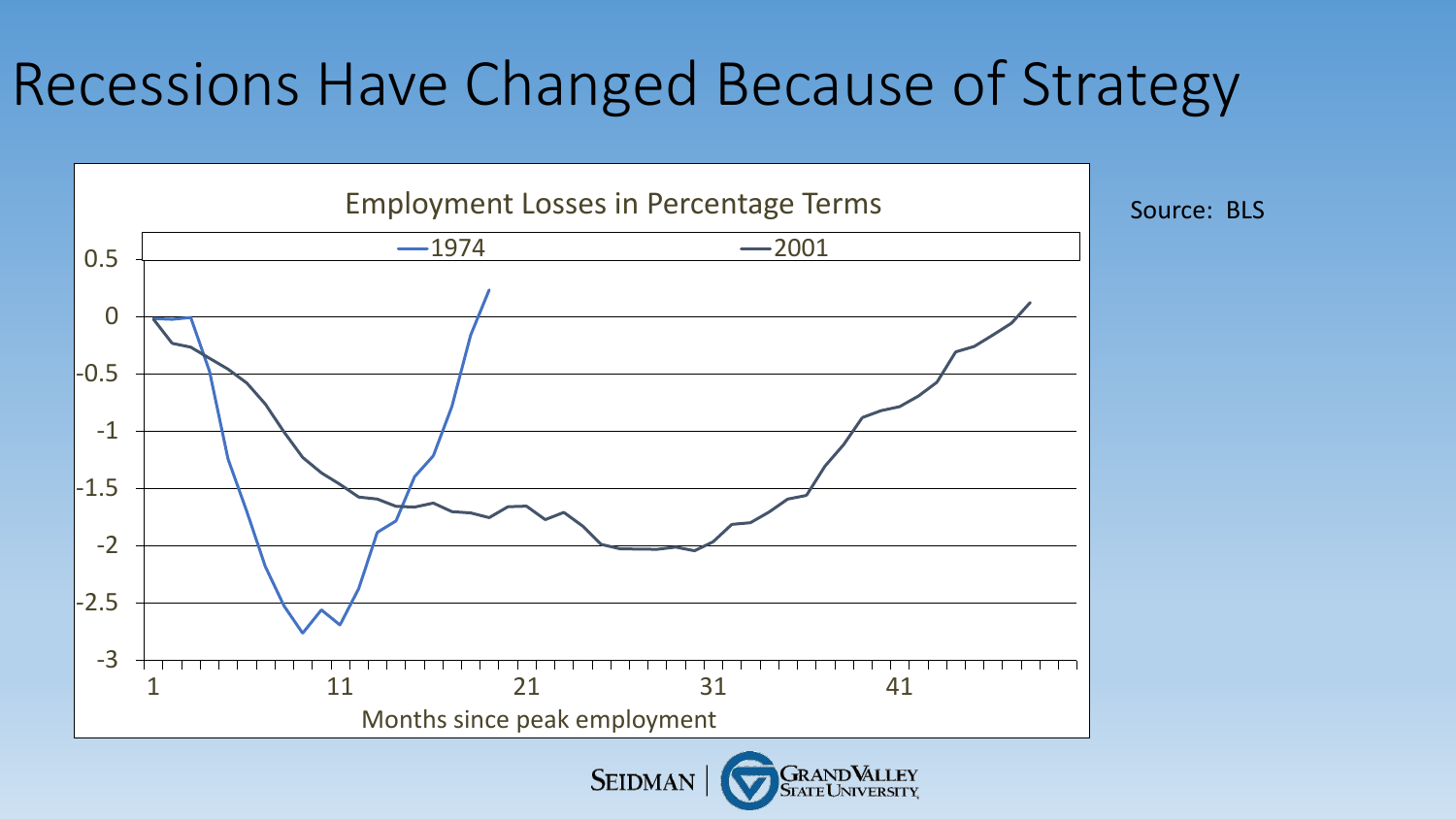# Recessions Have Changed Because of Strategy

Employment Losses in Percentage Terms

—1974 —2001

0.5
0
-0.5
-1
-1.5
-2
-2.5
-3

1 11 21 31 41

Months since peak employment

Source: BLS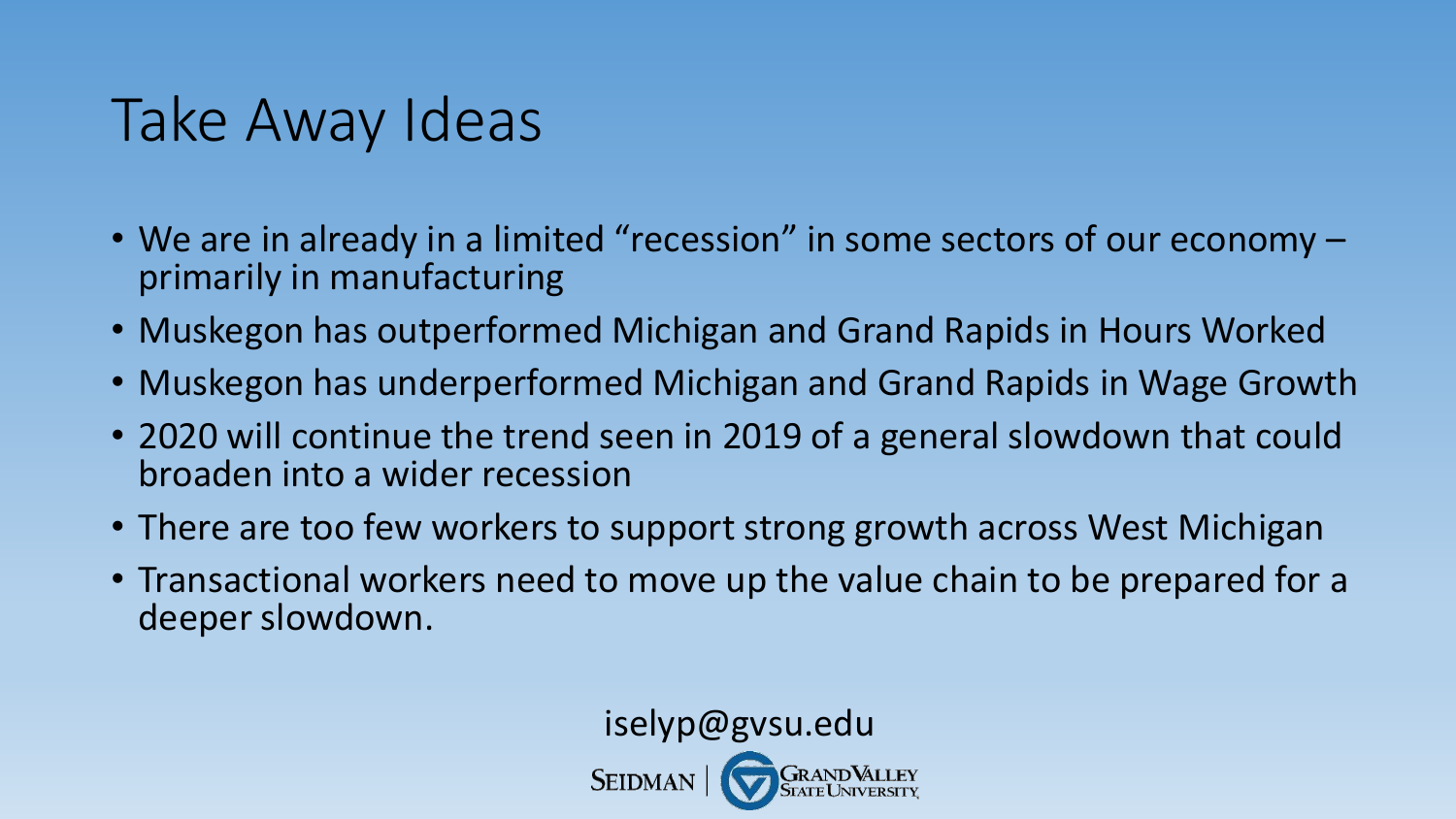# Take Away Ideas

- We are in already in a limited “recession” in some sectors of our economy – primarily in manufacturing
- Muskegon has outperformed Michigan and Grand Rapids in Hours Worked
- Muskegon has underperformed Michigan and Grand Rapids in Wage Growth
- 2020 will continue the trend seen in 2019 of a general slowdown that could broaden into a wider recession
- There are too few workers to support strong growth across West Michigan
- Transactional workers need to move up the value chain to be prepared for a deeper slowdown.

iselyp@gvsu.edu

SEIDMAN | GRAND VALLEY STATE UNIVERSITY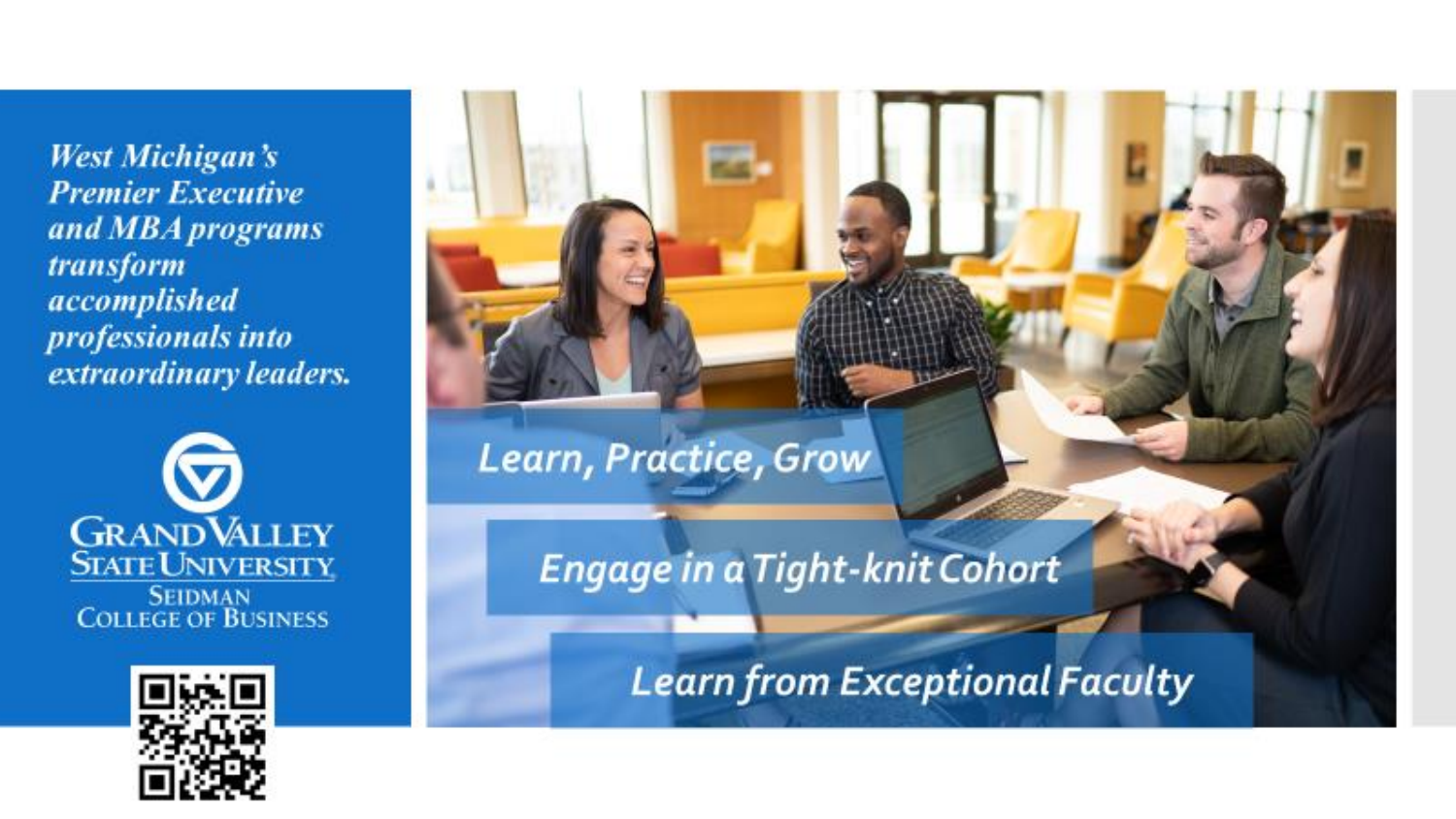*West Michigan's Premier Executive and MBA programs transform accomplished professionals into extraordinary leaders.*

GRAND VALLEY STATE UNIVERSITY

SEIDMAN COLLEGE OF BUSINESS

Learn, Practice, Grow

Engage in a Tight-knit Cohort

Learn from Exceptional Faculty